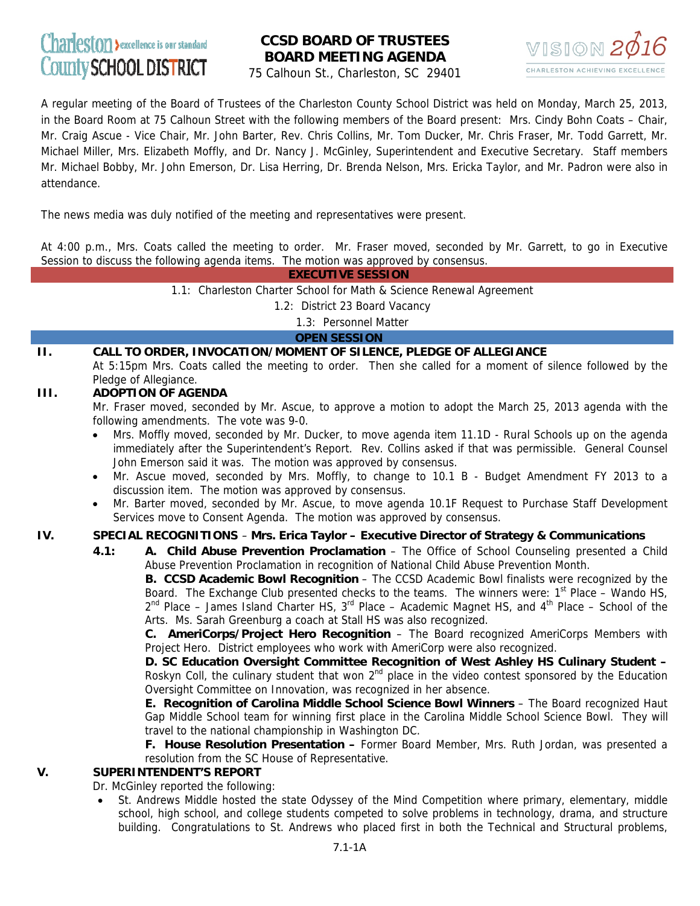Charleston County SCHOOL DISTRICT — excellence is our standard

# CCSD BOARD OF TRUSTEES BOARD MEETING AGENDA

75 Calhoun St., Charleston, SC 29401

VISION 2016 — CHARLESTON ACHIEVING EXCELLENCE

A regular meeting of the Board of Trustees of the Charleston County School District was held on Monday, March 25, 2013, in the Board Room at 75 Calhoun Street with the following members of the Board present: Mrs. Cindy Bohn Coats – Chair, Mr. Craig Ascue - Vice Chair, Mr. John Barter, Rev. Chris Collins, Mr. Tom Ducker, Mr. Chris Fraser, Mr. Todd Garrett, Mr. Michael Miller, Mrs. Elizabeth Moffly, and Dr. Nancy J. McGinley, Superintendent and Executive Secretary. Staff members Mr. Michael Bobby, Mr. John Emerson, Dr. Lisa Herring, Dr. Brenda Nelson, Mrs. Ericka Taylor, and Mr. Padron were also in attendance.

The news media was duly notified of the meeting and representatives were present.

At 4:00 p.m., Mrs. Coats called the meeting to order. Mr. Fraser moved, seconded by Mr. Garrett, to go in Executive Session to discuss the following agenda items. The motion was approved by consensus.

## EXECUTIVE SESSION

1.1: Charleston Charter School for Math & Science Renewal Agreement

1.2: District 23 Board Vacancy

1.3: Personnel Matter

## OPEN SESSION

### II. CALL TO ORDER, INVOCATION/MOMENT OF SILENCE, PLEDGE OF ALLEGIANCE

At 5:15pm Mrs. Coats called the meeting to order. Then she called for a moment of silence followed by the Pledge of Allegiance.

### III. ADOPTION OF AGENDA

Mr. Fraser moved, seconded by Mr. Ascue, to approve a motion to adopt the March 25, 2013 agenda with the following amendments. The vote was 9-0.

- Mrs. Moffly moved, seconded by Mr. Ducker, to move agenda item 11.1D - Rural Schools up on the agenda immediately after the Superintendent's Report. Rev. Collins asked if that was permissible. General Counsel John Emerson said it was. The motion was approved by consensus.
- Mr. Ascue moved, seconded by Mrs. Moffly, to change to 10.1 B - Budget Amendment FY 2013 to a discussion item. The motion was approved by consensus.
- Mr. Barter moved, seconded by Mr. Ascue, to move agenda 10.1F Request to Purchase Staff Development Services move to Consent Agenda. The motion was approved by consensus.

### IV. SPECIAL RECOGNITIONS – Mrs. Erica Taylor – Executive Director of Strategy & Communications

**4.1:** **A. Child Abuse Prevention Proclamation** – The Office of School Counseling presented a Child Abuse Prevention Proclamation in recognition of National Child Abuse Prevention Month.

**B. CCSD Academic Bowl Recognition** – The CCSD Academic Bowl finalists were recognized by the Board. The Exchange Club presented checks to the teams. The winners were: 1st Place – Wando HS, 2nd Place – James Island Charter HS, 3rd Place – Academic Magnet HS, and 4th Place – School of the Arts. Ms. Sarah Greenburg a coach at Stall HS was also recognized.

**C. AmeriCorps/Project Hero Recognition** – The Board recognized AmeriCorps Members with Project Hero. District employees who work with AmeriCorp were also recognized.

**D. SC Education Oversight Committee Recognition of West Ashley HS Culinary Student –** Roskyn Coll, the culinary student that won 2nd place in the video contest sponsored by the Education Oversight Committee on Innovation, was recognized in her absence.

**E. Recognition of Carolina Middle School Science Bowl Winners** – The Board recognized Haut Gap Middle School team for winning first place in the Carolina Middle School Science Bowl. They will travel to the national championship in Washington DC.

**F. House Resolution Presentation –** Former Board Member, Mrs. Ruth Jordan, was presented a resolution from the SC House of Representative.

### V. SUPERINTENDENT'S REPORT

Dr. McGinley reported the following:

- St. Andrews Middle hosted the state Odyssey of the Mind Competition where primary, elementary, middle school, high school, and college students competed to solve problems in technology, drama, and structure building. Congratulations to St. Andrews who placed first in both the Technical and Structural problems,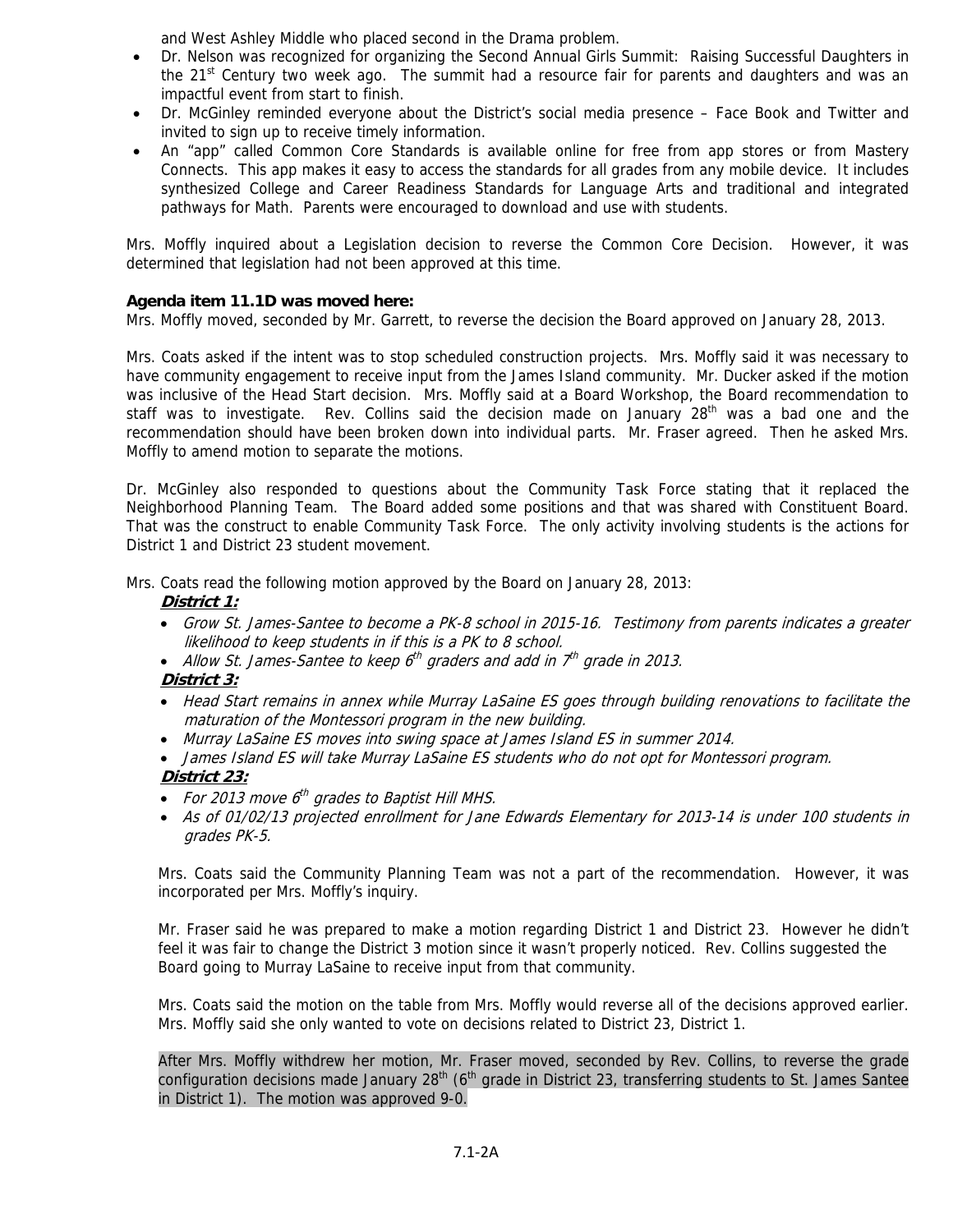and West Ashley Middle who placed second in the Drama problem.

- Dr. Nelson was recognized for organizing the Second Annual Girls Summit: Raising Successful Daughters in the 21st Century two week ago. The summit had a resource fair for parents and daughters and was an impactful event from start to finish.
- Dr. McGinley reminded everyone about the District's social media presence – Face Book and Twitter and invited to sign up to receive timely information.
- An "app" called Common Core Standards is available online for free from app stores or from Mastery Connects. This app makes it easy to access the standards for all grades from any mobile device. It includes synthesized College and Career Readiness Standards for Language Arts and traditional and integrated pathways for Math. Parents were encouraged to download and use with students.

Mrs. Moffly inquired about a Legislation decision to reverse the Common Core Decision. However, it was determined that legislation had not been approved at this time.

**Agenda item 11.1D was moved here:**
Mrs. Moffly moved, seconded by Mr. Garrett, to reverse the decision the Board approved on January 28, 2013.

Mrs. Coats asked if the intent was to stop scheduled construction projects. Mrs. Moffly said it was necessary to have community engagement to receive input from the James Island community. Mr. Ducker asked if the motion was inclusive of the Head Start decision. Mrs. Moffly said at a Board Workshop, the Board recommendation to staff was to investigate. Rev. Collins said the decision made on January 28th was a bad one and the recommendation should have been broken down into individual parts. Mr. Fraser agreed. Then he asked Mrs. Moffly to amend motion to separate the motions.

Dr. McGinley also responded to questions about the Community Task Force stating that it replaced the Neighborhood Planning Team. The Board added some positions and that was shared with Constituent Board. That was the construct to enable Community Task Force. The only activity involving students is the actions for District 1 and District 23 student movement.

Mrs. Coats read the following motion approved by the Board on January 28, 2013:

***District 1:***

- *Grow St. James-Santee to become a PK-8 school in 2015-16. Testimony from parents indicates a greater likelihood to keep students in if this is a PK to 8 school.*
- *Allow St. James-Santee to keep 6th graders and add in 7th grade in 2013.*

***District 3:***

- *Head Start remains in annex while Murray LaSaine ES goes through building renovations to facilitate the maturation of the Montessori program in the new building.*
- *Murray LaSaine ES moves into swing space at James Island ES in summer 2014.*
- *James Island ES will take Murray LaSaine ES students who do not opt for Montessori program.*

***District 23:***

- *For 2013 move 6th grades to Baptist Hill MHS.*
- *As of 01/02/13 projected enrollment for Jane Edwards Elementary for 2013-14 is under 100 students in grades PK-5.*

Mrs. Coats said the Community Planning Team was not a part of the recommendation. However, it was incorporated per Mrs. Moffly's inquiry.

Mr. Fraser said he was prepared to make a motion regarding District 1 and District 23. However he didn't feel it was fair to change the District 3 motion since it wasn't properly noticed. Rev. Collins suggested the Board going to Murray LaSaine to receive input from that community.

Mrs. Coats said the motion on the table from Mrs. Moffly would reverse all of the decisions approved earlier. Mrs. Moffly said she only wanted to vote on decisions related to District 23, District 1.

After Mrs. Moffly withdrew her motion, Mr. Fraser moved, seconded by Rev. Collins, to reverse the grade configuration decisions made January 28th (6th grade in District 23, transferring students to St. James Santee in District 1). The motion was approved 9-0.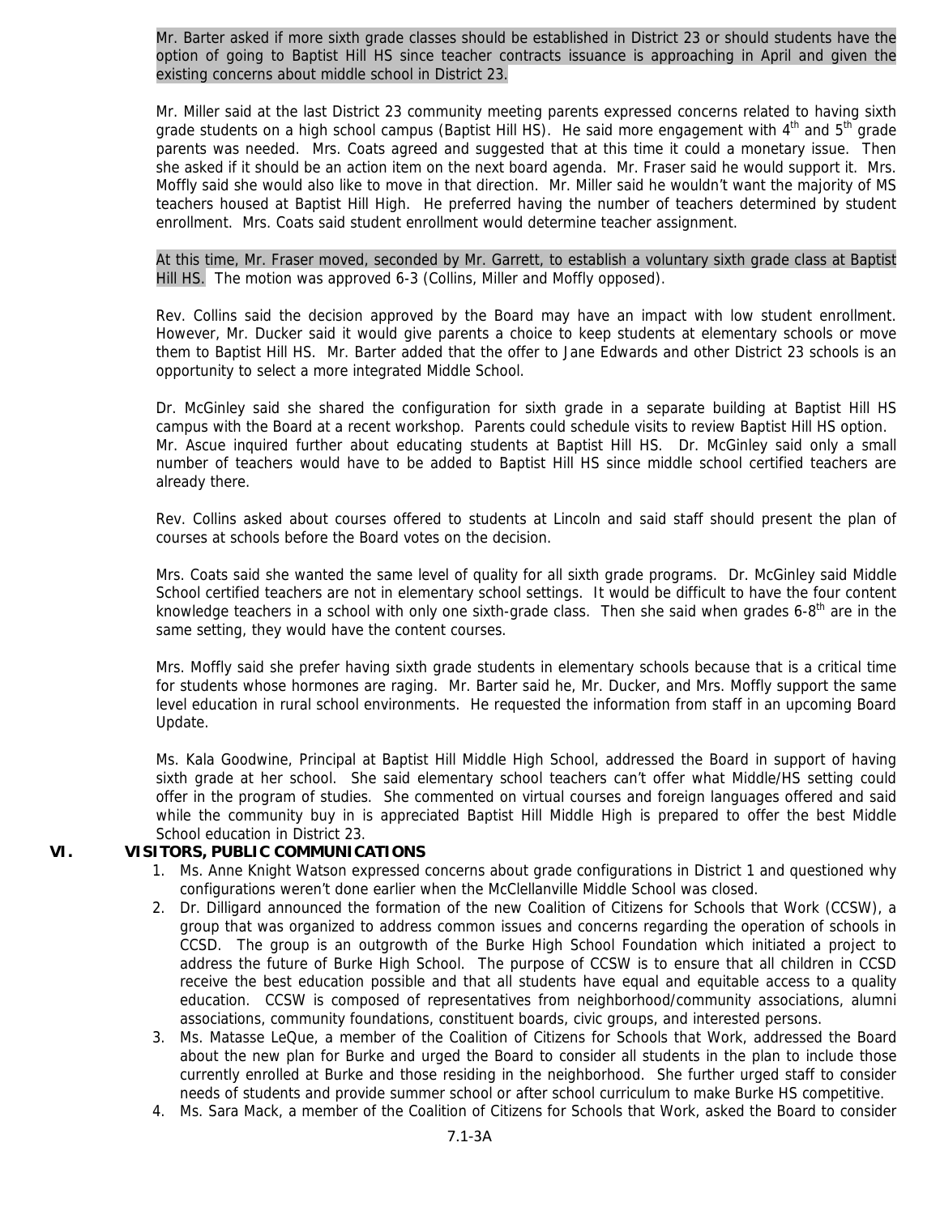Mr. Barter asked if more sixth grade classes should be established in District 23 or should students have the option of going to Baptist Hill HS since teacher contracts issuance is approaching in April and given the existing concerns about middle school in District 23.

Mr. Miller said at the last District 23 community meeting parents expressed concerns related to having sixth grade students on a high school campus (Baptist Hill HS). He said more engagement with 4th and 5th grade parents was needed. Mrs. Coats agreed and suggested that at this time it could a monetary issue. Then she asked if it should be an action item on the next board agenda. Mr. Fraser said he would support it. Mrs. Moffly said she would also like to move in that direction. Mr. Miller said he wouldn't want the majority of MS teachers housed at Baptist Hill High. He preferred having the number of teachers determined by student enrollment. Mrs. Coats said student enrollment would determine teacher assignment.

At this time, Mr. Fraser moved, seconded by Mr. Garrett, to establish a voluntary sixth grade class at Baptist Hill HS. The motion was approved 6-3 (Collins, Miller and Moffly opposed).

Rev. Collins said the decision approved by the Board may have an impact with low student enrollment. However, Mr. Ducker said it would give parents a choice to keep students at elementary schools or move them to Baptist Hill HS. Mr. Barter added that the offer to Jane Edwards and other District 23 schools is an opportunity to select a more integrated Middle School.

Dr. McGinley said she shared the configuration for sixth grade in a separate building at Baptist Hill HS campus with the Board at a recent workshop. Parents could schedule visits to review Baptist Hill HS option. Mr. Ascue inquired further about educating students at Baptist Hill HS. Dr. McGinley said only a small number of teachers would have to be added to Baptist Hill HS since middle school certified teachers are already there.

Rev. Collins asked about courses offered to students at Lincoln and said staff should present the plan of courses at schools before the Board votes on the decision.

Mrs. Coats said she wanted the same level of quality for all sixth grade programs. Dr. McGinley said Middle School certified teachers are not in elementary school settings. It would be difficult to have the four content knowledge teachers in a school with only one sixth-grade class. Then she said when grades 6-8th are in the same setting, they would have the content courses.

Mrs. Moffly said she prefer having sixth grade students in elementary schools because that is a critical time for students whose hormones are raging. Mr. Barter said he, Mr. Ducker, and Mrs. Moffly support the same level education in rural school environments. He requested the information from staff in an upcoming Board Update.

Ms. Kala Goodwine, Principal at Baptist Hill Middle High School, addressed the Board in support of having sixth grade at her school. She said elementary school teachers can't offer what Middle/HS setting could offer in the program of studies. She commented on virtual courses and foreign languages offered and said while the community buy in is appreciated Baptist Hill Middle High is prepared to offer the best Middle School education in District 23.

## VI. VISITORS, PUBLIC COMMUNICATIONS

1. Ms. Anne Knight Watson expressed concerns about grade configurations in District 1 and questioned why configurations weren't done earlier when the McClellanville Middle School was closed.
2. Dr. Dilligard announced the formation of the new Coalition of Citizens for Schools that Work (CCSW), a group that was organized to address common issues and concerns regarding the operation of schools in CCSD. The group is an outgrowth of the Burke High School Foundation which initiated a project to address the future of Burke High School. The purpose of CCSW is to ensure that all children in CCSD receive the best education possible and that all students have equal and equitable access to a quality education. CCSW is composed of representatives from neighborhood/community associations, alumni associations, community foundations, constituent boards, civic groups, and interested persons.
3. Ms. Matasse LeQue, a member of the Coalition of Citizens for Schools that Work, addressed the Board about the new plan for Burke and urged the Board to consider all students in the plan to include those currently enrolled at Burke and those residing in the neighborhood. She further urged staff to consider needs of students and provide summer school or after school curriculum to make Burke HS competitive.
4. Ms. Sara Mack, a member of the Coalition of Citizens for Schools that Work, asked the Board to consider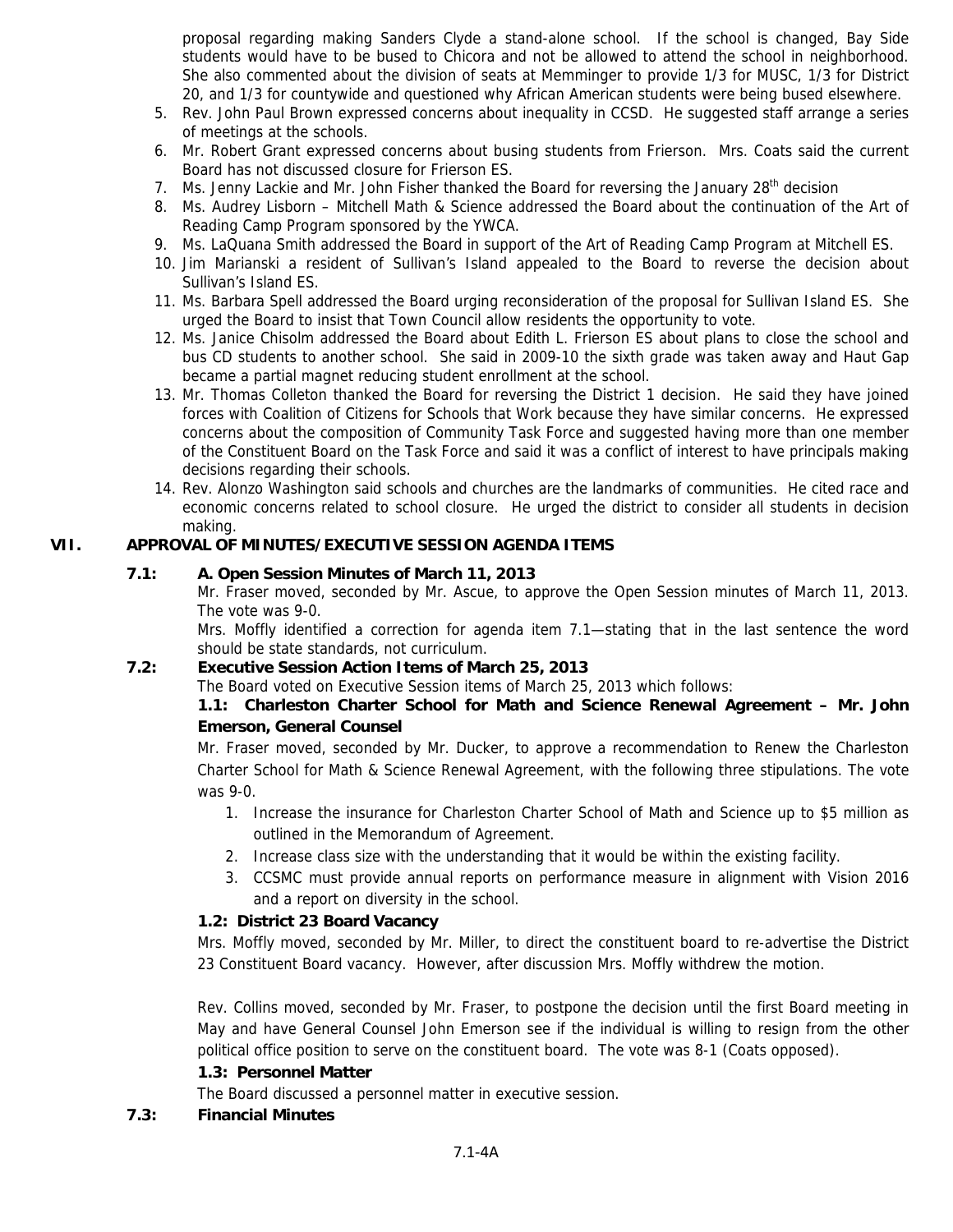proposal regarding making Sanders Clyde a stand-alone school. If the school is changed, Bay Side students would have to be bused to Chicora and not be allowed to attend the school in neighborhood. She also commented about the division of seats at Memminger to provide 1/3 for MUSC, 1/3 for District 20, and 1/3 for countywide and questioned why African American students were being bused elsewhere.

5. Rev. John Paul Brown expressed concerns about inequality in CCSD. He suggested staff arrange a series of meetings at the schools.
6. Mr. Robert Grant expressed concerns about busing students from Frierson. Mrs. Coats said the current Board has not discussed closure for Frierson ES.
7. Ms. Jenny Lackie and Mr. John Fisher thanked the Board for reversing the January 28th decision
8. Ms. Audrey Lisborn – Mitchell Math & Science addressed the Board about the continuation of the Art of Reading Camp Program sponsored by the YWCA.
9. Ms. LaQuana Smith addressed the Board in support of the Art of Reading Camp Program at Mitchell ES.
10. Jim Marianski a resident of Sullivan's Island appealed to the Board to reverse the decision about Sullivan's Island ES.
11. Ms. Barbara Spell addressed the Board urging reconsideration of the proposal for Sullivan Island ES. She urged the Board to insist that Town Council allow residents the opportunity to vote.
12. Ms. Janice Chisolm addressed the Board about Edith L. Frierson ES about plans to close the school and bus CD students to another school. She said in 2009-10 the sixth grade was taken away and Haut Gap became a partial magnet reducing student enrollment at the school.
13. Mr. Thomas Colleton thanked the Board for reversing the District 1 decision. He said they have joined forces with Coalition of Citizens for Schools that Work because they have similar concerns. He expressed concerns about the composition of Community Task Force and suggested having more than one member of the Constituent Board on the Task Force and said it was a conflict of interest to have principals making decisions regarding their schools.
14. Rev. Alonzo Washington said schools and churches are the landmarks of communities. He cited race and economic concerns related to school closure. He urged the district to consider all students in decision making.

## VII. APPROVAL OF MINUTES/EXECUTIVE SESSION AGENDA ITEMS

### 7.1: A. Open Session Minutes of March 11, 2013

Mr. Fraser moved, seconded by Mr. Ascue, to approve the Open Session minutes of March 11, 2013. The vote was 9-0.

Mrs. Moffly identified a correction for agenda item 7.1—stating that in the last sentence the word should be state standards, not curriculum.

### 7.2: Executive Session Action Items of March 25, 2013

The Board voted on Executive Session items of March 25, 2013 which follows:

**1.1: Charleston Charter School for Math and Science Renewal Agreement – Mr. John Emerson, General Counsel**

Mr. Fraser moved, seconded by Mr. Ducker, to approve a recommendation to Renew the Charleston Charter School for Math & Science Renewal Agreement, with the following three stipulations. The vote was 9-0.

1. Increase the insurance for Charleston Charter School of Math and Science up to $5 million as outlined in the Memorandum of Agreement.
2. Increase class size with the understanding that it would be within the existing facility.
3. CCSMC must provide annual reports on performance measure in alignment with Vision 2016 and a report on diversity in the school.

**1.2: District 23 Board Vacancy**

Mrs. Moffly moved, seconded by Mr. Miller, to direct the constituent board to re-advertise the District 23 Constituent Board vacancy. However, after discussion Mrs. Moffly withdrew the motion.

Rev. Collins moved, seconded by Mr. Fraser, to postpone the decision until the first Board meeting in May and have General Counsel John Emerson see if the individual is willing to resign from the other political office position to serve on the constituent board. The vote was 8-1 (Coats opposed).

**1.3: Personnel Matter**

The Board discussed a personnel matter in executive session.

### 7.3: Financial Minutes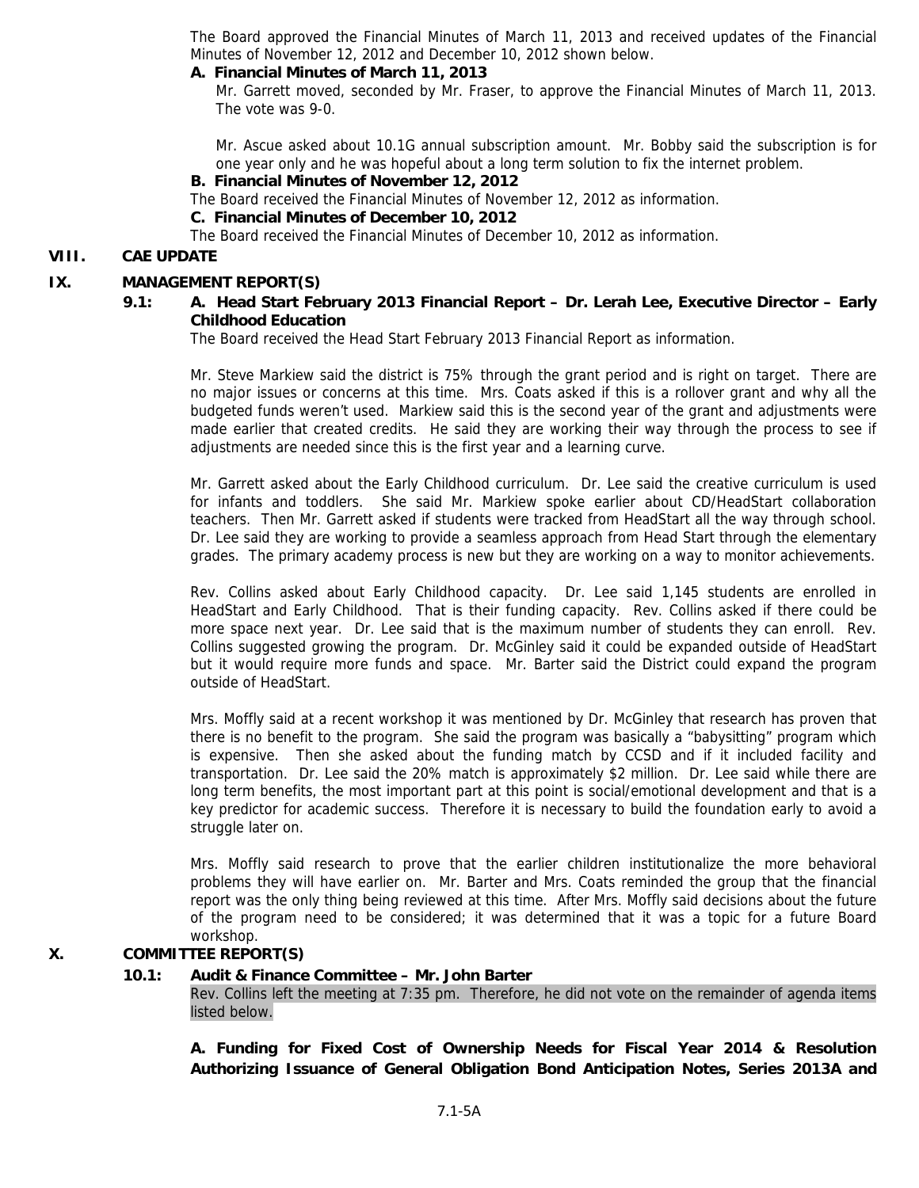The Board approved the Financial Minutes of March 11, 2013 and received updates of the Financial Minutes of November 12, 2012 and December 10, 2012 shown below.

**A. Financial Minutes of March 11, 2013**

Mr. Garrett moved, seconded by Mr. Fraser, to approve the Financial Minutes of March 11, 2013. The vote was 9-0.

Mr. Ascue asked about 10.1G annual subscription amount. Mr. Bobby said the subscription is for one year only and he was hopeful about a long term solution to fix the internet problem.

**B. Financial Minutes of November 12, 2012**

The Board received the Financial Minutes of November 12, 2012 as information.

**C. Financial Minutes of December 10, 2012**

The Board received the Financial Minutes of December 10, 2012 as information.

## VIII. CAE UPDATE

## IX. MANAGEMENT REPORT(S)

**9.1: A. Head Start February 2013 Financial Report – Dr. Lerah Lee, Executive Director – Early Childhood Education**

The Board received the Head Start February 2013 Financial Report as information.

Mr. Steve Markiew said the district is 75% through the grant period and is right on target. There are no major issues or concerns at this time. Mrs. Coats asked if this is a rollover grant and why all the budgeted funds weren't used. Markiew said this is the second year of the grant and adjustments were made earlier that created credits. He said they are working their way through the process to see if adjustments are needed since this is the first year and a learning curve.

Mr. Garrett asked about the Early Childhood curriculum. Dr. Lee said the creative curriculum is used for infants and toddlers. She said Mr. Markiew spoke earlier about CD/HeadStart collaboration teachers. Then Mr. Garrett asked if students were tracked from HeadStart all the way through school. Dr. Lee said they are working to provide a seamless approach from Head Start through the elementary grades. The primary academy process is new but they are working on a way to monitor achievements.

Rev. Collins asked about Early Childhood capacity. Dr. Lee said 1,145 students are enrolled in HeadStart and Early Childhood. That is their funding capacity. Rev. Collins asked if there could be more space next year. Dr. Lee said that is the maximum number of students they can enroll. Rev. Collins suggested growing the program. Dr. McGinley said it could be expanded outside of HeadStart but it would require more funds and space. Mr. Barter said the District could expand the program outside of HeadStart.

Mrs. Moffly said at a recent workshop it was mentioned by Dr. McGinley that research has proven that there is no benefit to the program. She said the program was basically a "babysitting" program which is expensive. Then she asked about the funding match by CCSD and if it included facility and transportation. Dr. Lee said the 20% match is approximately $2 million. Dr. Lee said while there are long term benefits, the most important part at this point is social/emotional development and that is a key predictor for academic success. Therefore it is necessary to build the foundation early to avoid a struggle later on.

Mrs. Moffly said research to prove that the earlier children institutionalize the more behavioral problems they will have earlier on. Mr. Barter and Mrs. Coats reminded the group that the financial report was the only thing being reviewed at this time. After Mrs. Moffly said decisions about the future of the program need to be considered; it was determined that it was a topic for a future Board workshop.

## X. COMMITTEE REPORT(S)

**10.1: Audit & Finance Committee – Mr. John Barter**

Rev. Collins left the meeting at 7:35 pm. Therefore, he did not vote on the remainder of agenda items listed below.

**A. Funding for Fixed Cost of Ownership Needs for Fiscal Year 2014 & Resolution Authorizing Issuance of General Obligation Bond Anticipation Notes, Series 2013A and**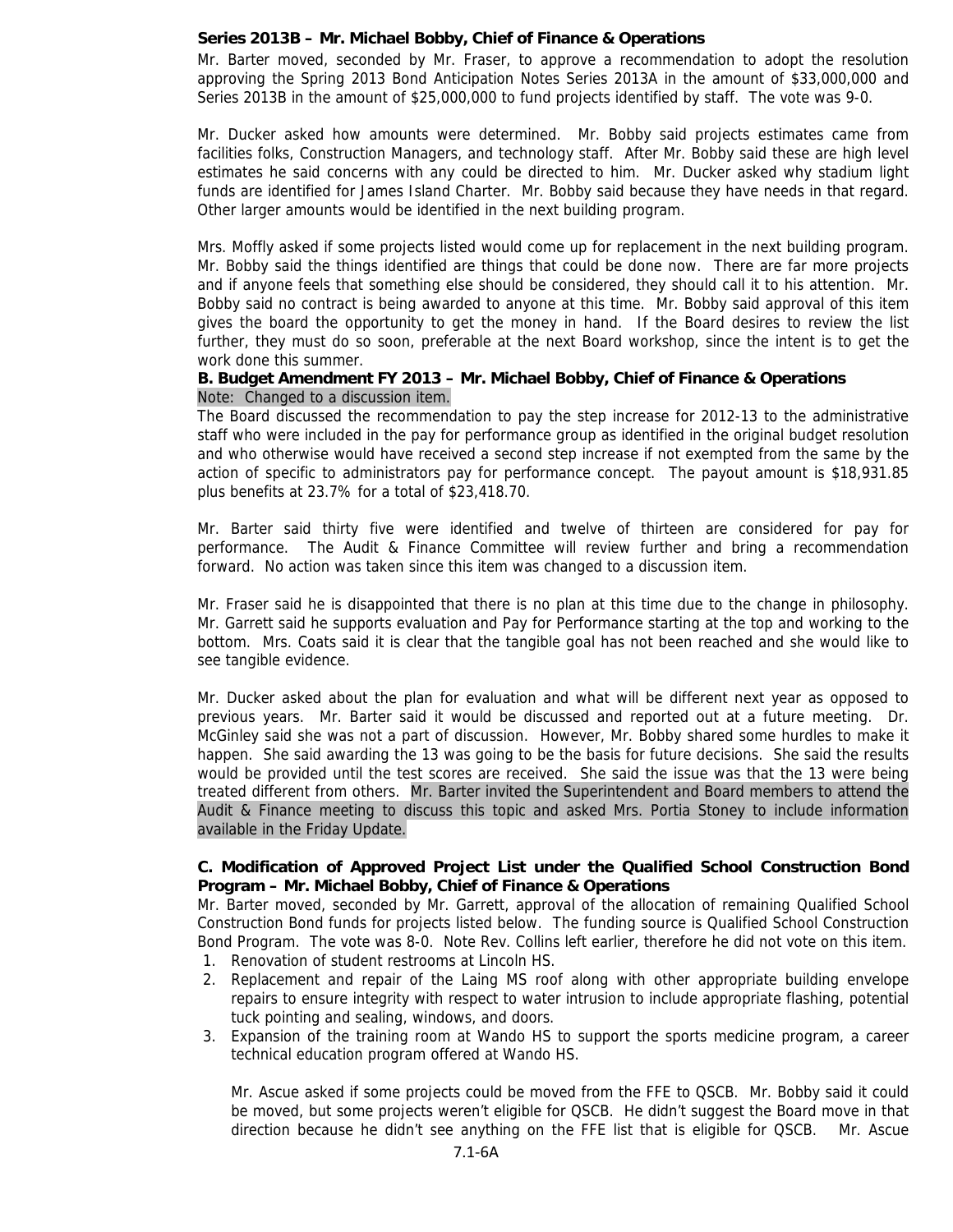**Series 2013B – Mr. Michael Bobby, Chief of Finance & Operations**

Mr. Barter moved, seconded by Mr. Fraser, to approve a recommendation to adopt the resolution approving the Spring 2013 Bond Anticipation Notes Series 2013A in the amount of $33,000,000 and Series 2013B in the amount of $25,000,000 to fund projects identified by staff. The vote was 9-0.

Mr. Ducker asked how amounts were determined. Mr. Bobby said projects estimates came from facilities folks, Construction Managers, and technology staff. After Mr. Bobby said these are high level estimates he said concerns with any could be directed to him. Mr. Ducker asked why stadium light funds are identified for James Island Charter. Mr. Bobby said because they have needs in that regard. Other larger amounts would be identified in the next building program.

Mrs. Moffly asked if some projects listed would come up for replacement in the next building program. Mr. Bobby said the things identified are things that could be done now. There are far more projects and if anyone feels that something else should be considered, they should call it to his attention. Mr. Bobby said no contract is being awarded to anyone at this time. Mr. Bobby said approval of this item gives the board the opportunity to get the money in hand. If the Board desires to review the list further, they must do so soon, preferable at the next Board workshop, since the intent is to get the work done this summer.

**B. Budget Amendment FY 2013 – Mr. Michael Bobby, Chief of Finance & Operations**

Note: Changed to a discussion item.

The Board discussed the recommendation to pay the step increase for 2012-13 to the administrative staff who were included in the pay for performance group as identified in the original budget resolution and who otherwise would have received a second step increase if not exempted from the same by the action of specific to administrators pay for performance concept. The payout amount is $18,931.85 plus benefits at 23.7% for a total of $23,418.70.

Mr. Barter said thirty five were identified and twelve of thirteen are considered for pay for performance. The Audit & Finance Committee will review further and bring a recommendation forward. No action was taken since this item was changed to a discussion item.

Mr. Fraser said he is disappointed that there is no plan at this time due to the change in philosophy. Mr. Garrett said he supports evaluation and Pay for Performance starting at the top and working to the bottom. Mrs. Coats said it is clear that the tangible goal has not been reached and she would like to see tangible evidence.

Mr. Ducker asked about the plan for evaluation and what will be different next year as opposed to previous years. Mr. Barter said it would be discussed and reported out at a future meeting. Dr. McGinley said she was not a part of discussion. However, Mr. Bobby shared some hurdles to make it happen. She said awarding the 13 was going to be the basis for future decisions. She said the results would be provided until the test scores are received. She said the issue was that the 13 were being treated different from others. Mr. Barter invited the Superintendent and Board members to attend the Audit & Finance meeting to discuss this topic and asked Mrs. Portia Stoney to include information available in the Friday Update.

**C. Modification of Approved Project List under the Qualified School Construction Bond Program – Mr. Michael Bobby, Chief of Finance & Operations**

Mr. Barter moved, seconded by Mr. Garrett, approval of the allocation of remaining Qualified School Construction Bond funds for projects listed below. The funding source is Qualified School Construction Bond Program. The vote was 8-0. Note Rev. Collins left earlier, therefore he did not vote on this item.

1. Renovation of student restrooms at Lincoln HS.
2. Replacement and repair of the Laing MS roof along with other appropriate building envelope repairs to ensure integrity with respect to water intrusion to include appropriate flashing, potential tuck pointing and sealing, windows, and doors.
3. Expansion of the training room at Wando HS to support the sports medicine program, a career technical education program offered at Wando HS.

Mr. Ascue asked if some projects could be moved from the FFE to QSCB. Mr. Bobby said it could be moved, but some projects weren't eligible for QSCB. He didn't suggest the Board move in that direction because he didn't see anything on the FFE list that is eligible for QSCB. Mr. Ascue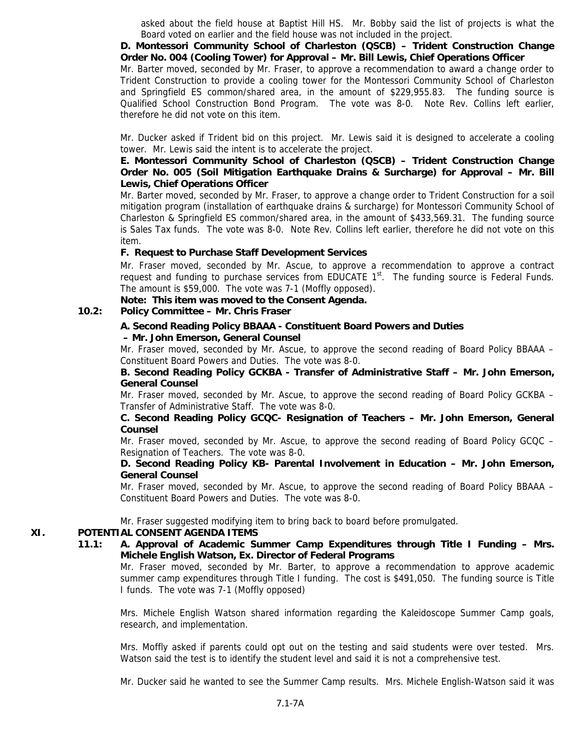asked about the field house at Baptist Hill HS. Mr. Bobby said the list of projects is what the Board voted on earlier and the field house was not included in the project.

**D. Montessori Community School of Charleston (QSCB) – Trident Construction Change Order No. 004 (Cooling Tower) for Approval – Mr. Bill Lewis, Chief Operations Officer**

Mr. Barter moved, seconded by Mr. Fraser, to approve a recommendation to award a change order to Trident Construction to provide a cooling tower for the Montessori Community School of Charleston and Springfield ES common/shared area, in the amount of $229,955.83. The funding source is Qualified School Construction Bond Program. The vote was 8-0. Note Rev. Collins left earlier, therefore he did not vote on this item.

Mr. Ducker asked if Trident bid on this project. Mr. Lewis said it is designed to accelerate a cooling tower. Mr. Lewis said the intent is to accelerate the project.

**E. Montessori Community School of Charleston (QSCB) – Trident Construction Change Order No. 005 (Soil Mitigation Earthquake Drains & Surcharge) for Approval – Mr. Bill Lewis, Chief Operations Officer**

Mr. Barter moved, seconded by Mr. Fraser, to approve a change order to Trident Construction for a soil mitigation program (installation of earthquake drains & surcharge) for Montessori Community School of Charleston & Springfield ES common/shared area, in the amount of $433,569.31. The funding source is Sales Tax funds. The vote was 8-0. Note Rev. Collins left earlier, therefore he did not vote on this item.

**F. Request to Purchase Staff Development Services**

Mr. Fraser moved, seconded by Mr. Ascue, to approve a recommendation to approve a contract request and funding to purchase services from EDUCATE 1st. The funding source is Federal Funds. The amount is $59,000. The vote was 7-1 (Moffly opposed).

**Note: This item was moved to the Consent Agenda.**

**10.2: Policy Committee – Mr. Chris Fraser**

**A. Second Reading Policy BBAAA - Constituent Board Powers and Duties – Mr. John Emerson, General Counsel**

Mr. Fraser moved, seconded by Mr. Ascue, to approve the second reading of Board Policy BBAAA – Constituent Board Powers and Duties. The vote was 8-0.

**B. Second Reading Policy GCKBA - Transfer of Administrative Staff – Mr. John Emerson, General Counsel**

Mr. Fraser moved, seconded by Mr. Ascue, to approve the second reading of Board Policy GCKBA – Transfer of Administrative Staff. The vote was 8-0.

**C. Second Reading Policy GCQC- Resignation of Teachers – Mr. John Emerson, General Counsel**

Mr. Fraser moved, seconded by Mr. Ascue, to approve the second reading of Board Policy GCQC – Resignation of Teachers. The vote was 8-0.

**D. Second Reading Policy KB- Parental Involvement in Education – Mr. John Emerson, General Counsel**

Mr. Fraser moved, seconded by Mr. Ascue, to approve the second reading of Board Policy BBAAA – Constituent Board Powers and Duties. The vote was 8-0.

Mr. Fraser suggested modifying item to bring back to board before promulgated.

## XI. POTENTIAL CONSENT AGENDA ITEMS

**11.1: A. Approval of Academic Summer Camp Expenditures through Title I Funding – Mrs. Michele English Watson, Ex. Director of Federal Programs**

Mr. Fraser moved, seconded by Mr. Barter, to approve a recommendation to approve academic summer camp expenditures through Title I funding. The cost is $491,050. The funding source is Title I funds. The vote was 7-1 (Moffly opposed)

Mrs. Michele English Watson shared information regarding the Kaleidoscope Summer Camp goals, research, and implementation.

Mrs. Moffly asked if parents could opt out on the testing and said students were over tested. Mrs. Watson said the test is to identify the student level and said it is not a comprehensive test.

Mr. Ducker said he wanted to see the Summer Camp results. Mrs. Michele English-Watson said it was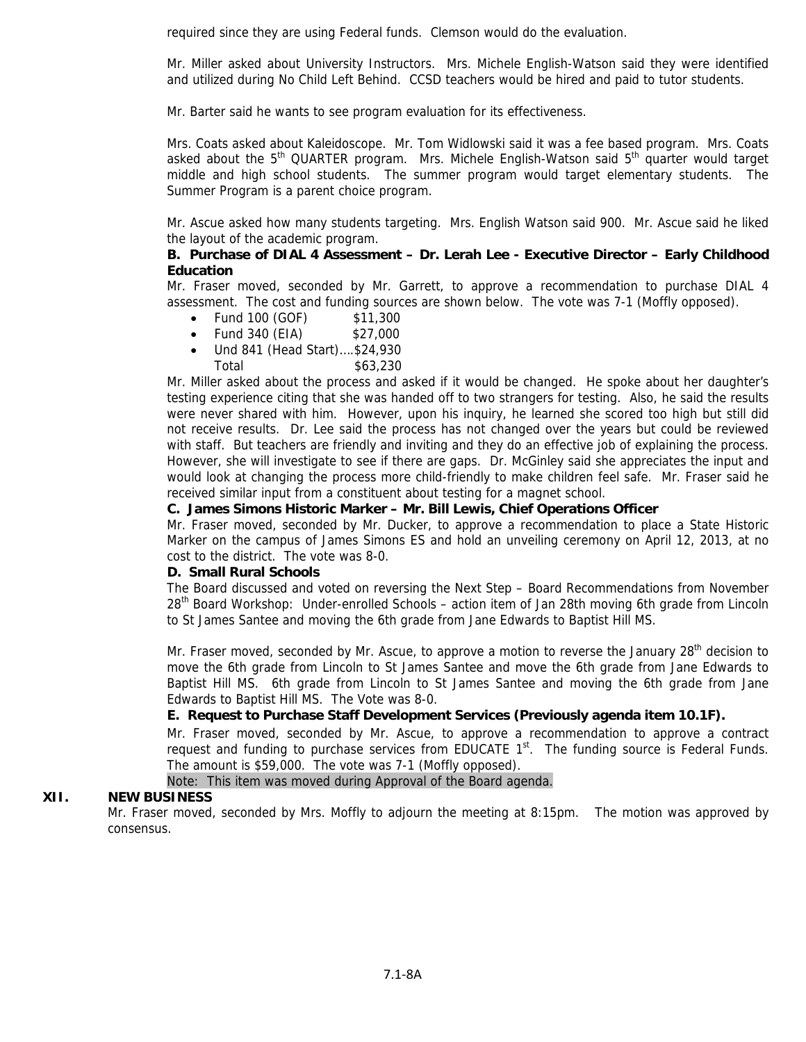required since they are using Federal funds. Clemson would do the evaluation.

Mr. Miller asked about University Instructors. Mrs. Michele English-Watson said they were identified and utilized during No Child Left Behind. CCSD teachers would be hired and paid to tutor students.

Mr. Barter said he wants to see program evaluation for its effectiveness.

Mrs. Coats asked about Kaleidoscope. Mr. Tom Widlowski said it was a fee based program. Mrs. Coats asked about the 5th QUARTER program. Mrs. Michele English-Watson said 5th quarter would target middle and high school students. The summer program would target elementary students. The Summer Program is a parent choice program.

Mr. Ascue asked how many students targeting. Mrs. English Watson said 900. Mr. Ascue said he liked the layout of the academic program.

**B. Purchase of DIAL 4 Assessment – Dr. Lerah Lee - Executive Director – Early Childhood Education**

Mr. Fraser moved, seconded by Mr. Garrett, to approve a recommendation to purchase DIAL 4 assessment. The cost and funding sources are shown below. The vote was 7-1 (Moffly opposed).

- Fund 100 (GOF) $11,300
- Fund 340 (EIA) $27,000
- Und 841 (Head Start)….$24,930
  Total $63,230

Mr. Miller asked about the process and asked if it would be changed. He spoke about her daughter's testing experience citing that she was handed off to two strangers for testing. Also, he said the results were never shared with him. However, upon his inquiry, he learned she scored too high but still did not receive results. Dr. Lee said the process has not changed over the years but could be reviewed with staff. But teachers are friendly and inviting and they do an effective job of explaining the process. However, she will investigate to see if there are gaps. Dr. McGinley said she appreciates the input and would look at changing the process more child-friendly to make children feel safe. Mr. Fraser said he received similar input from a constituent about testing for a magnet school.

**C. James Simons Historic Marker – Mr. Bill Lewis, Chief Operations Officer**

Mr. Fraser moved, seconded by Mr. Ducker, to approve a recommendation to place a State Historic Marker on the campus of James Simons ES and hold an unveiling ceremony on April 12, 2013, at no cost to the district. The vote was 8-0.

**D. Small Rural Schools**

The Board discussed and voted on reversing the Next Step – Board Recommendations from November 28th Board Workshop: Under-enrolled Schools – action item of Jan 28th moving 6th grade from Lincoln to St James Santee and moving the 6th grade from Jane Edwards to Baptist Hill MS.

Mr. Fraser moved, seconded by Mr. Ascue, to approve a motion to reverse the January 28th decision to move the 6th grade from Lincoln to St James Santee and move the 6th grade from Jane Edwards to Baptist Hill MS. 6th grade from Lincoln to St James Santee and moving the 6th grade from Jane Edwards to Baptist Hill MS. The Vote was 8-0.

**E. Request to Purchase Staff Development Services (Previously agenda item 10.1F).**

Mr. Fraser moved, seconded by Mr. Ascue, to approve a recommendation to approve a contract request and funding to purchase services from EDUCATE 1st. The funding source is Federal Funds. The amount is $59,000. The vote was 7-1 (Moffly opposed).

Note: This item was moved during Approval of the Board agenda.

## XII. NEW BUSINESS

Mr. Fraser moved, seconded by Mrs. Moffly to adjourn the meeting at 8:15pm. The motion was approved by consensus.